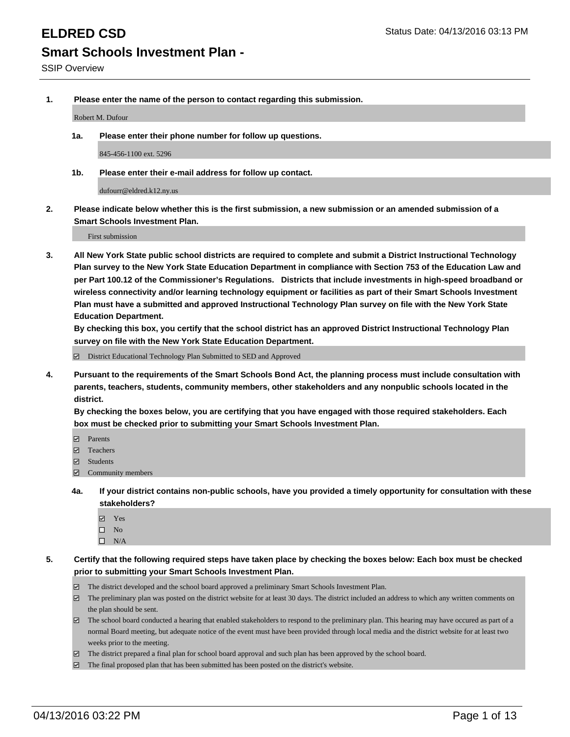# ELDRED CSD

Status Date: 04/13/2016 03:13 PM

## Smart Schools Investment Plan -

SSIP Overview

**1. Please enter the name of the person to contact regarding this submission.**

Robert M. Dufour

**1a. Please enter their phone number for follow up questions.**

845-456-1100 ext. 5296

**1b. Please enter their e-mail address for follow up contact.**

dufourr@eldred.k12.ny.us

**2. Please indicate below whether this is the first submission, a new submission or an amended submission of a Smart Schools Investment Plan.**

First submission

**3. All New York State public school districts are required to complete and submit a District Instructional Technology Plan survey to the New York State Education Department in compliance with Section 753 of the Education Law and per Part 100.12 of the Commissioner's Regulations. Districts that include investments in high-speed broadband or wireless connectivity and/or learning technology equipment or facilities as part of their Smart Schools Investment Plan must have a submitted and approved Instructional Technology Plan survey on file with the New York State Education Department.**
**By checking this box, you certify that the school district has an approved District Instructional Technology Plan survey on file with the New York State Education Department.**

- [x] District Educational Technology Plan Submitted to SED and Approved

**4. Pursuant to the requirements of the Smart Schools Bond Act, the planning process must include consultation with parents, teachers, students, community members, other stakeholders and any nonpublic schools located in the district.**
**By checking the boxes below, you are certifying that you have engaged with those required stakeholders. Each box must be checked prior to submitting your Smart Schools Investment Plan.**

- [x] Parents
- [x] Teachers
- [x] Students
- [x] Community members

**4a. If your district contains non-public schools, have you provided a timely opportunity for consultation with these stakeholders?**

- [x] Yes
- [ ] No
- [ ] N/A

**5. Certify that the following required steps have taken place by checking the boxes below: Each box must be checked prior to submitting your Smart Schools Investment Plan.**

- [x] The district developed and the school board approved a preliminary Smart Schools Investment Plan.
- [x] The preliminary plan was posted on the district website for at least 30 days. The district included an address to which any written comments on the plan should be sent.
- [x] The school board conducted a hearing that enabled stakeholders to respond to the preliminary plan. This hearing may have occured as part of a normal Board meeting, but adequate notice of the event must have been provided through local media and the district website for at least two weeks prior to the meeting.
- [x] The district prepared a final plan for school board approval and such plan has been approved by the school board.
- [x] The final proposed plan that has been submitted has been posted on the district's website.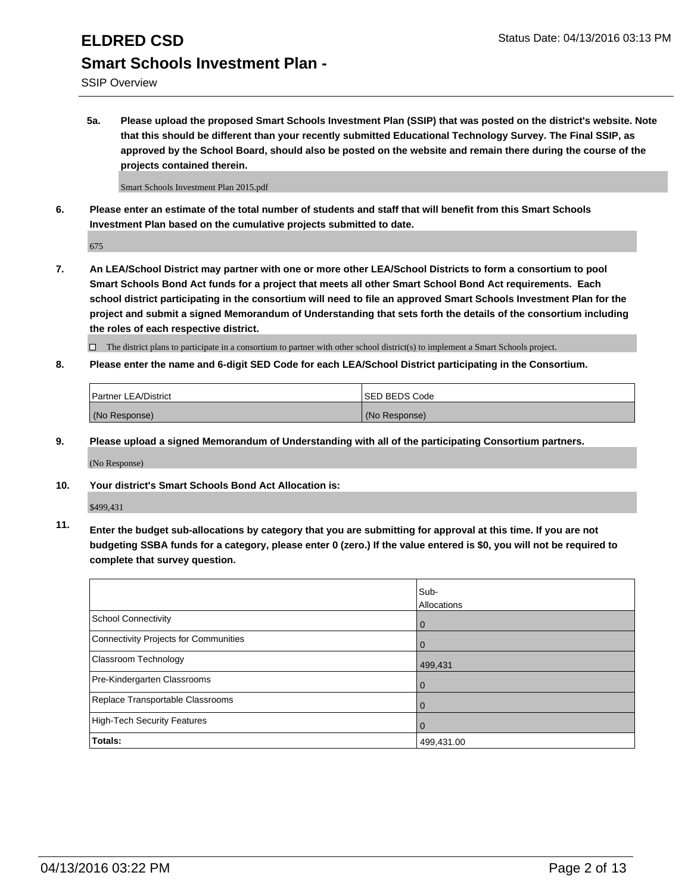# ELDRED CSD

## Smart Schools Investment Plan -

SSIP Overview

**5a. Please upload the proposed Smart Schools Investment Plan (SSIP) that was posted on the district's website. Note that this should be different than your recently submitted Educational Technology Survey. The Final SSIP, as approved by the School Board, should also be posted on the website and remain there during the course of the projects contained therein.**

Smart Schools Investment Plan 2015.pdf

**6. Please enter an estimate of the total number of students and staff that will benefit from this Smart Schools Investment Plan based on the cumulative projects submitted to date.**

675

**7. An LEA/School District may partner with one or more other LEA/School Districts to form a consortium to pool Smart Schools Bond Act funds for a project that meets all other Smart School Bond Act requirements. Each school district participating in the consortium will need to file an approved Smart Schools Investment Plan for the project and submit a signed Memorandum of Understanding that sets forth the details of the consortium including the roles of each respective district.**

☐ The district plans to participate in a consortium to partner with other school district(s) to implement a Smart Schools project.

**8. Please enter the name and 6-digit SED Code for each LEA/School District participating in the Consortium.**

| Partner LEA/District | SED BEDS Code |
| --- | --- |
| (No Response) | (No Response) |

**9. Please upload a signed Memorandum of Understanding with all of the participating Consortium partners.**

(No Response)

**10. Your district's Smart Schools Bond Act Allocation is:**

$499,431

**11. Enter the budget sub-allocations by category that you are submitting for approval at this time. If you are not budgeting SSBA funds for a category, please enter 0 (zero.) If the value entered is $0, you will not be required to complete that survey question.**

| | Sub-Allocations |
| --- | --- |
| School Connectivity | 0 |
| Connectivity Projects for Communities | 0 |
| Classroom Technology | 499,431 |
| Pre-Kindergarten Classrooms | 0 |
| Replace Transportable Classrooms | 0 |
| High-Tech Security Features | 0 |
| **Totals:** | 499,431.00 |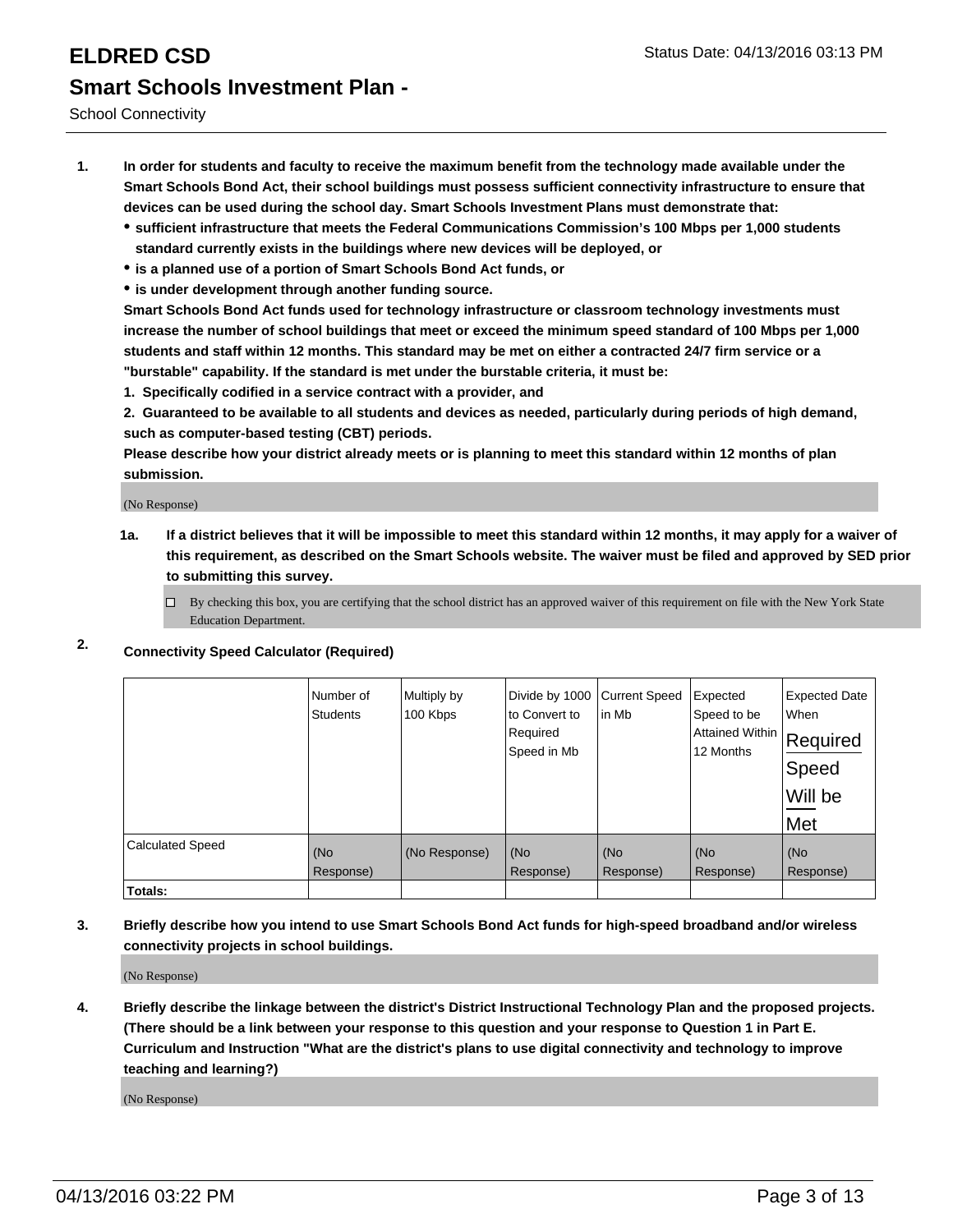# ELDRED CSD

Status Date: 04/13/2016 03:13 PM

## Smart Schools Investment Plan -

School Connectivity

1. **In order for students and faculty to receive the maximum benefit from the technology made available under the Smart Schools Bond Act, their school buildings must possess sufficient connectivity infrastructure to ensure that devices can be used during the school day. Smart Schools Investment Plans must demonstrate that:**
   - **sufficient infrastructure that meets the Federal Communications Commission's 100 Mbps per 1,000 students standard currently exists in the buildings where new devices will be deployed, or**
   - **is a planned use of a portion of Smart Schools Bond Act funds, or**
   - **is under development through another funding source.**

   **Smart Schools Bond Act funds used for technology infrastructure or classroom technology investments must increase the number of school buildings that meet or exceed the minimum speed standard of 100 Mbps per 1,000 students and staff within 12 months. This standard may be met on either a contracted 24/7 firm service or a "burstable" capability. If the standard is met under the burstable criteria, it must be:**

   **1. Specifically codified in a service contract with a provider, and**

   **2. Guaranteed to be available to all students and devices as needed, particularly during periods of high demand, such as computer-based testing (CBT) periods.**

   **Please describe how your district already meets or is planning to meet this standard within 12 months of plan submission.**

   (No Response)

   **1a. If a district believes that it will be impossible to meet this standard within 12 months, it may apply for a waiver of this requirement, as described on the Smart Schools website. The waiver must be filed and approved by SED prior to submitting this survey.**

   ☐ By checking this box, you are certifying that the school district has an approved waiver of this requirement on file with the New York State Education Department.

2. **Connectivity Speed Calculator (Required)**

| | Number of Students | Multiply by 100 Kbps | Divide by 1000 to Convert to Required Speed in Mb | Current Speed in Mb | Expected Speed to be Attained Within 12 Months | Expected Date When Required Speed Will be Met |
|---|---|---|---|---|---|---|
| Calculated Speed | (No Response) | (No Response) | (No Response) | (No Response) | (No Response) | (No Response) |
| **Totals:** | | | | | | |

3. **Briefly describe how you intend to use Smart Schools Bond Act funds for high-speed broadband and/or wireless connectivity projects in school buildings.**

   (No Response)

4. **Briefly describe the linkage between the district's District Instructional Technology Plan and the proposed projects. (There should be a link between your response to this question and your response to Question 1 in Part E. Curriculum and Instruction "What are the district's plans to use digital connectivity and technology to improve teaching and learning?)**

   (No Response)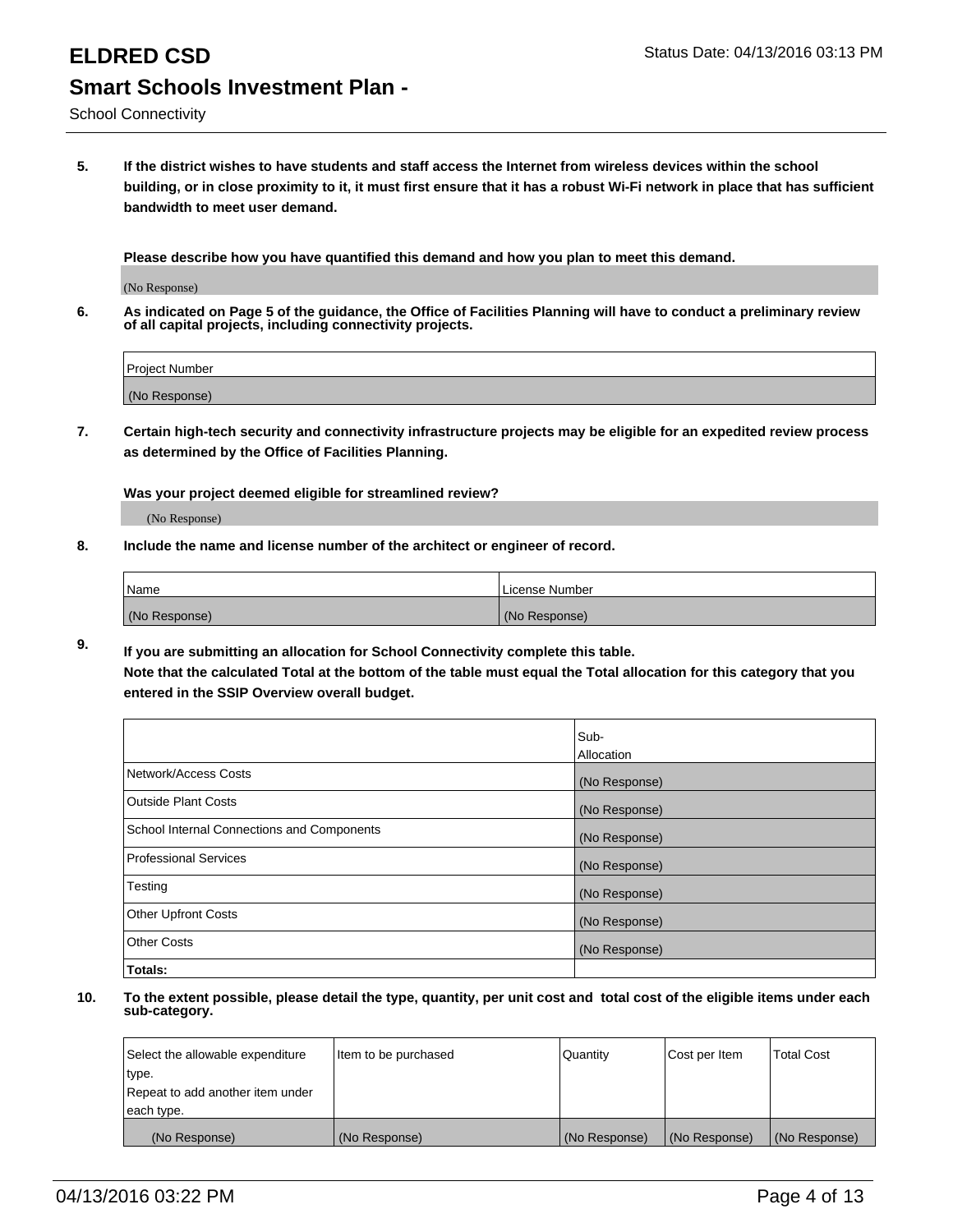# ELDRED CSD

## Smart Schools Investment Plan -

School Connectivity

**5. If the district wishes to have students and staff access the Internet from wireless devices within the school building, or in close proximity to it, it must first ensure that it has a robust Wi-Fi network in place that has sufficient bandwidth to meet user demand.**

**Please describe how you have quantified this demand and how you plan to meet this demand.**

(No Response)

**6. As indicated on Page 5 of the guidance, the Office of Facilities Planning will have to conduct a preliminary review of all capital projects, including connectivity projects.**

| Project Number |
|---|
| (No Response) |

**7. Certain high-tech security and connectivity infrastructure projects may be eligible for an expedited review process as determined by the Office of Facilities Planning.**

**Was your project deemed eligible for streamlined review?**

(No Response)

**8. Include the name and license number of the architect or engineer of record.**

| Name | License Number |
|---|---|
| (No Response) | (No Response) |

**9. If you are submitting an allocation for School Connectivity complete this table. Note that the calculated Total at the bottom of the table must equal the Total allocation for this category that you entered in the SSIP Overview overall budget.**

| | Sub-Allocation |
|---|---|
| Network/Access Costs | (No Response) |
| Outside Plant Costs | (No Response) |
| School Internal Connections and Components | (No Response) |
| Professional Services | (No Response) |
| Testing | (No Response) |
| Other Upfront Costs | (No Response) |
| Other Costs | (No Response) |
| **Totals:** | |

**10. To the extent possible, please detail the type, quantity, per unit cost and total cost of the eligible items under each sub-category.**

| Select the allowable expenditure type. Repeat to add another item under each type. | Item to be purchased | Quantity | Cost per Item | Total Cost |
|---|---|---|---|---|
| (No Response) | (No Response) | (No Response) | (No Response) | (No Response) |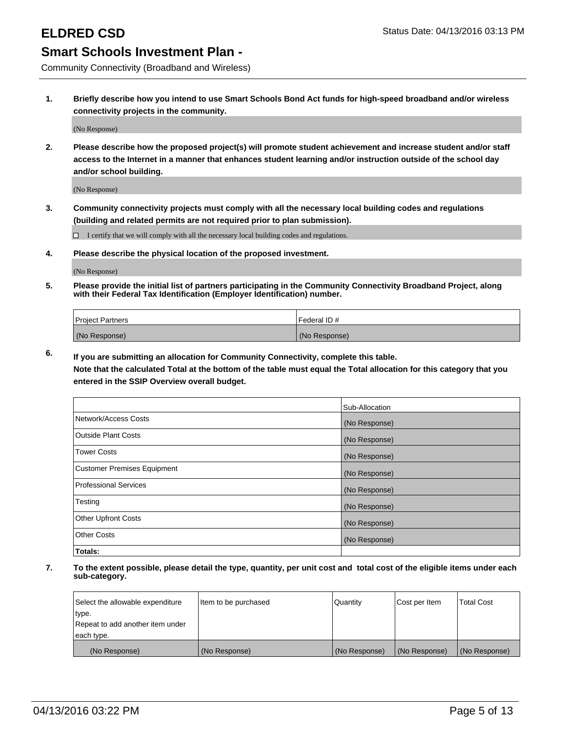# ELDRED CSD

Status Date: 04/13/2016 03:13 PM

## Smart Schools Investment Plan -

Community Connectivity (Broadband and Wireless)

**1. Briefly describe how you intend to use Smart Schools Bond Act funds for high-speed broadband and/or wireless connectivity projects in the community.**

(No Response)

**2. Please describe how the proposed project(s) will promote student achievement and increase student and/or staff access to the Internet in a manner that enhances student learning and/or instruction outside of the school day and/or school building.**

(No Response)

**3. Community connectivity projects must comply with all the necessary local building codes and regulations (building and related permits are not required prior to plan submission).**

☐ I certify that we will comply with all the necessary local building codes and regulations.

**4. Please describe the physical location of the proposed investment.**

(No Response)

**5. Please provide the initial list of partners participating in the Community Connectivity Broadband Project, along with their Federal Tax Identification (Employer Identification) number.**

| Project Partners | Federal ID # |
|---|---|
| (No Response) | (No Response) |

**6. If you are submitting an allocation for Community Connectivity, complete this table.**
**Note that the calculated Total at the bottom of the table must equal the Total allocation for this category that you entered in the SSIP Overview overall budget.**

| | Sub-Allocation |
|---|---|
| Network/Access Costs | (No Response) |
| Outside Plant Costs | (No Response) |
| Tower Costs | (No Response) |
| Customer Premises Equipment | (No Response) |
| Professional Services | (No Response) |
| Testing | (No Response) |
| Other Upfront Costs | (No Response) |
| Other Costs | (No Response) |
| **Totals:** | |

**7. To the extent possible, please detail the type, quantity, per unit cost and total cost of the eligible items under each sub-category.**

| Select the allowable expenditure type. Repeat to add another item under each type. | Item to be purchased | Quantity | Cost per Item | Total Cost |
|---|---|---|---|---|
| (No Response) | (No Response) | (No Response) | (No Response) | (No Response) |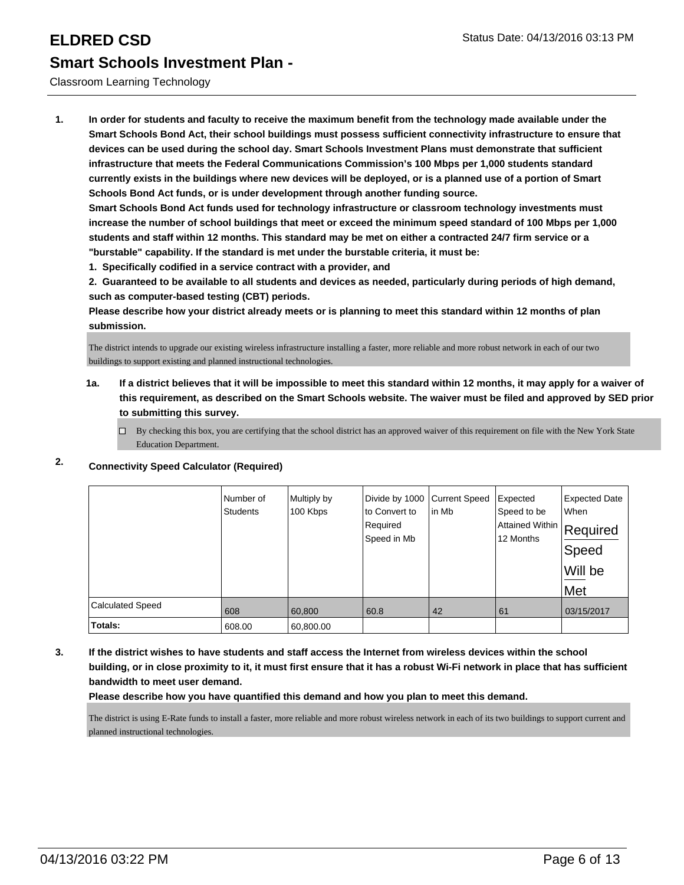# ELDRED CSD

Status Date: 04/13/2016 03:13 PM

## Smart Schools Investment Plan -

Classroom Learning Technology

1. **In order for students and faculty to receive the maximum benefit from the technology made available under the Smart Schools Bond Act, their school buildings must possess sufficient connectivity infrastructure to ensure that devices can be used during the school day. Smart Schools Investment Plans must demonstrate that sufficient infrastructure that meets the Federal Communications Commission's 100 Mbps per 1,000 students standard currently exists in the buildings where new devices will be deployed, or is a planned use of a portion of Smart Schools Bond Act funds, or is under development through another funding source.**

   **Smart Schools Bond Act funds used for technology infrastructure or classroom technology investments must increase the number of school buildings that meet or exceed the minimum speed standard of 100 Mbps per 1,000 students and staff within 12 months. This standard may be met on either a contracted 24/7 firm service or a "burstable" capability. If the standard is met under the burstable criteria, it must be:**

   **1. Specifically codified in a service contract with a provider, and**

   **2. Guaranteed to be available to all students and devices as needed, particularly during periods of high demand, such as computer-based testing (CBT) periods.**

   **Please describe how your district already meets or is planning to meet this standard within 12 months of plan submission.**

   The district intends to upgrade our existing wireless infrastructure installing a faster, more reliable and more robust network in each of our two buildings to support existing and planned instructional technologies.

   **1a. If a district believes that it will be impossible to meet this standard within 12 months, it may apply for a waiver of this requirement, as described on the Smart Schools website. The waiver must be filed and approved by SED prior to submitting this survey.**

   ☐ By checking this box, you are certifying that the school district has an approved waiver of this requirement on file with the New York State Education Department.

2. **Connectivity Speed Calculator (Required)**

| | Number of Students | Multiply by 100 Kbps | Divide by 1000 to Convert to Required Speed in Mb | Current Speed in Mb | Expected Speed to be Attained Within 12 Months | Expected Date When Required Speed Will be Met |
|---|---|---|---|---|---|---|
| Calculated Speed | 608 | 60,800 | 60.8 | 42 | 61 | 03/15/2017 |
| **Totals:** | 608.00 | 60,800.00 | | | | |

3. **If the district wishes to have students and staff access the Internet from wireless devices within the school building, or in close proximity to it, it must first ensure that it has a robust Wi-Fi network in place that has sufficient bandwidth to meet user demand.**

   **Please describe how you have quantified this demand and how you plan to meet this demand.**

   The district is using E-Rate funds to install a faster, more reliable and more robust wireless network in each of its two buildings to support current and planned instructional technologies.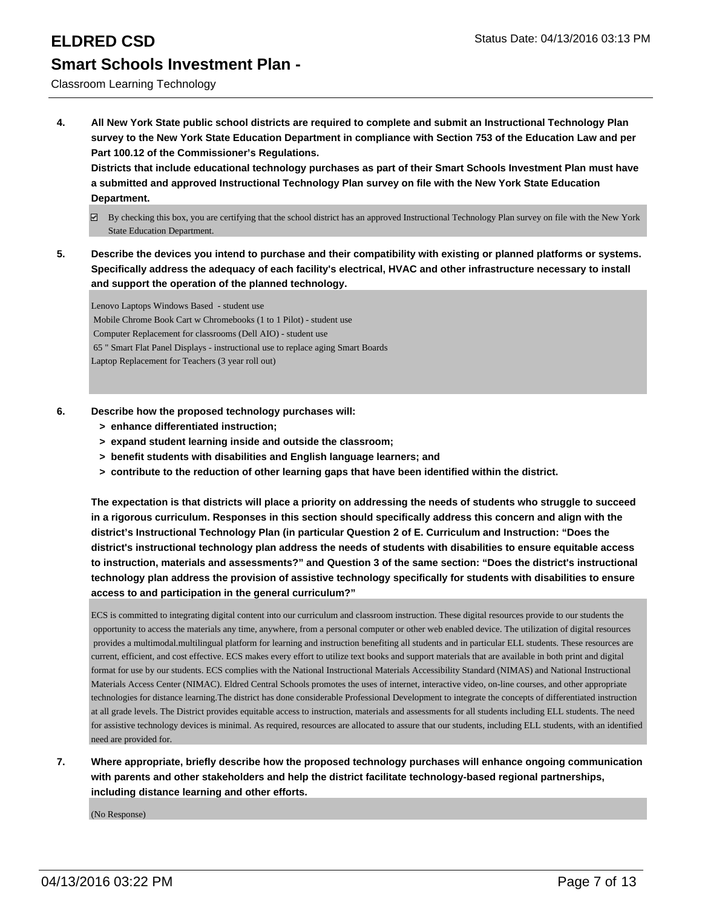# ELDRED CSD

## Smart Schools Investment Plan -

Classroom Learning Technology

**4. All New York State public school districts are required to complete and submit an Instructional Technology Plan survey to the New York State Education Department in compliance with Section 753 of the Education Law and per Part 100.12 of the Commissioner's Regulations.**

**Districts that include educational technology purchases as part of their Smart Schools Investment Plan must have a submitted and approved Instructional Technology Plan survey on file with the New York State Education Department.**

☑ By checking this box, you are certifying that the school district has an approved Instructional Technology Plan survey on file with the New York State Education Department.

**5. Describe the devices you intend to purchase and their compatibility with existing or planned platforms or systems. Specifically address the adequacy of each facility's electrical, HVAC and other infrastructure necessary to install and support the operation of the planned technology.**

Lenovo Laptops Windows Based - student use
Mobile Chrome Book Cart w Chromebooks (1 to 1 Pilot) - student use
Computer Replacement for classrooms (Dell AIO) - student use
65 " Smart Flat Panel Displays - instructional use to replace aging Smart Boards
Laptop Replacement for Teachers (3 year roll out)

**6. Describe how the proposed technology purchases will:**

- **> enhance differentiated instruction;**
- **> expand student learning inside and outside the classroom;**
- **> benefit students with disabilities and English language learners; and**
- **> contribute to the reduction of other learning gaps that have been identified within the district.**

**The expectation is that districts will place a priority on addressing the needs of students who struggle to succeed in a rigorous curriculum. Responses in this section should specifically address this concern and align with the district's Instructional Technology Plan (in particular Question 2 of E. Curriculum and Instruction: "Does the district's instructional technology plan address the needs of students with disabilities to ensure equitable access to instruction, materials and assessments?" and Question 3 of the same section: "Does the district's instructional technology plan address the provision of assistive technology specifically for students with disabilities to ensure access to and participation in the general curriculum?"**

ECS is committed to integrating digital content into our curriculum and classroom instruction. These digital resources provide to our students the opportunity to access the materials any time, anywhere, from a personal computer or other web enabled device. The utilization of digital resources provides a multimodal.multilingual platform for learning and instruction benefiting all students and in particular ELL students. These resources are current, efficient, and cost effective. ECS makes every effort to utilize text books and support materials that are available in both print and digital format for use by our students. ECS complies with the National Instructional Materials Accessibility Standard (NIMAS) and National Instructional Materials Access Center (NIMAC). Eldred Central Schools promotes the uses of internet, interactive video, on-line courses, and other appropriate technologies for distance learning.The district has done considerable Professional Development to integrate the concepts of differentiated instruction at all grade levels. The District provides equitable access to instruction, materials and assessments for all students including ELL students. The need for assistive technology devices is minimal. As required, resources are allocated to assure that our students, including ELL students, with an identified need are provided for.

**7. Where appropriate, briefly describe how the proposed technology purchases will enhance ongoing communication with parents and other stakeholders and help the district facilitate technology-based regional partnerships, including distance learning and other efforts.**

(No Response)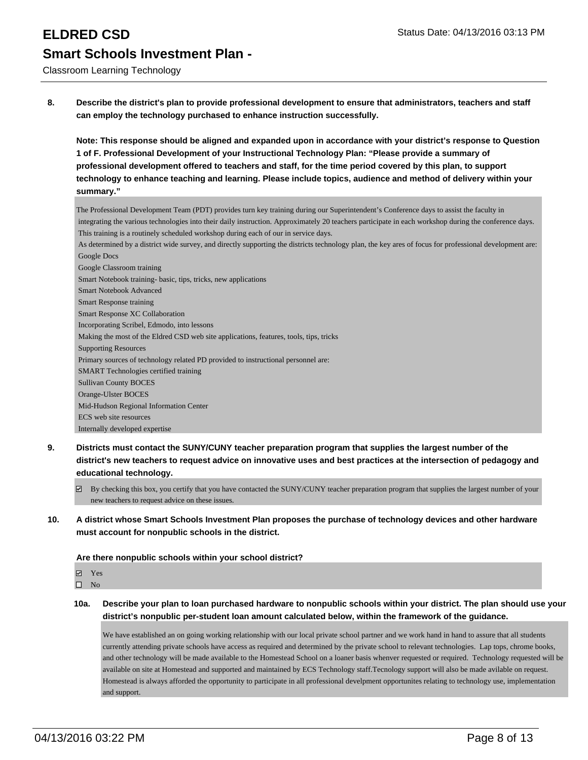8. **Describe the district's plan to provide professional development to ensure that administrators, teachers and staff can employ the technology purchased to enhance instruction successfully.**

   **Note: This response should be aligned and expanded upon in accordance with your district's response to Question 1 of F. Professional Development of your Instructional Technology Plan: "Please provide a summary of professional development offered to teachers and staff, for the time period covered by this plan, to support technology to enhance teaching and learning. Please include topics, audience and method of delivery within your summary."**

   The Professional Development Team (PDT) provides turn key training during our Superintendent's Conference days to assist the faculty in integrating the various technologies into their daily instruction. Approximately 20 teachers participate in each workshop during the conference days. This training is a routinely scheduled workshop during each of our in service days.
   As determined by a district wide survey, and directly supporting the districts technology plan, the key ares of focus for professional development are:
   Google Docs
   Google Classroom training
   Smart Notebook training- basic, tips, tricks, new applications
   Smart Notebook Advanced
   Smart Response training
   Smart Response XC Collaboration
   Incorporating Scribel, Edmodo, into lessons
   Making the most of the Eldred CSD web site applications, features, tools, tips, tricks
   Supporting Resources
   Primary sources of technology related PD provided to instructional personnel are:
   SMART Technologies certified training
   Sullivan County BOCES
   Orange-Ulster BOCES
   Mid-Hudson Regional Information Center
   ECS web site resources
   Internally developed expertise

9. **Districts must contact the SUNY/CUNY teacher preparation program that supplies the largest number of the district's new teachers to request advice on innovative uses and best practices at the intersection of pedagogy and educational technology.**

   ☑ By checking this box, you certify that you have contacted the SUNY/CUNY teacher preparation program that supplies the largest number of your new teachers to request advice on these issues.

10. **A district whose Smart Schools Investment Plan proposes the purchase of technology devices and other hardware must account for nonpublic schools in the district.**

    **Are there nonpublic schools within your school district?**

    ☑ Yes
    ☐ No

    **10a. Describe your plan to loan purchased hardware to nonpublic schools within your district. The plan should use your district's nonpublic per-student loan amount calculated below, within the framework of the guidance.**

    We have established an on going working relationship with our local private school partner and we work hand in hand to assure that all students currently attending private schools have access as required and determined by the private school to relevant technologies. Lap tops, chrome books, and other technology will be made available to the Homestead School on a loaner basis whenver requested or required. Technology requested will be available on site at Homestead and supported and maintained by ECS Technology staff.Tecnology support will also be made avilable on request. Homestead is always afforded the opportunity to participate in all professional develpment opportunites relating to technology use, implementation and support.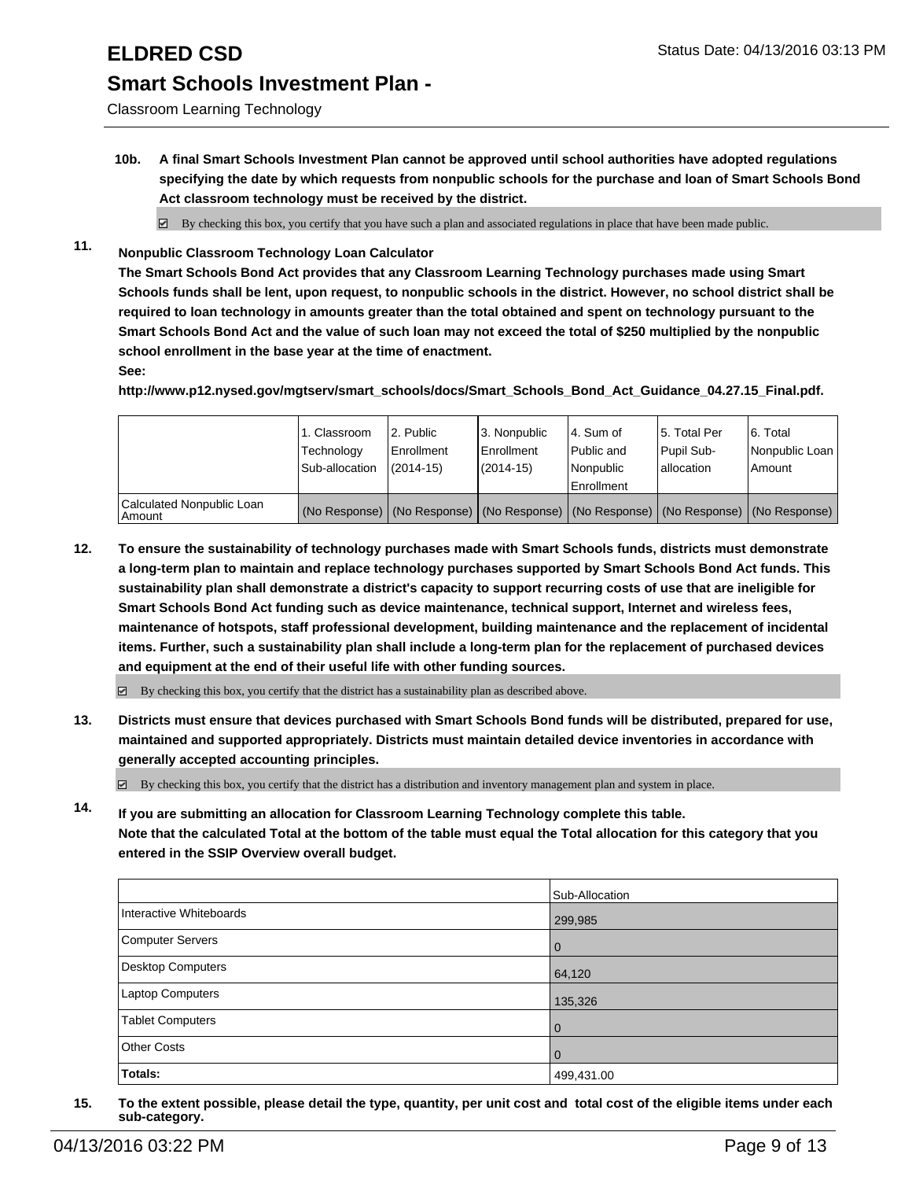**10b. A final Smart Schools Investment Plan cannot be approved until school authorities have adopted regulations specifying the date by which requests from nonpublic schools for the purchase and loan of Smart Schools Bond Act classroom technology must be received by the district.**

☑ By checking this box, you certify that you have such a plan and associated regulations in place that have been made public.

**11. Nonpublic Classroom Technology Loan Calculator**

**The Smart Schools Bond Act provides that any Classroom Learning Technology purchases made using Smart Schools funds shall be lent, upon request, to nonpublic schools in the district. However, no school district shall be required to loan technology in amounts greater than the total obtained and spent on technology pursuant to the Smart Schools Bond Act and the value of such loan may not exceed the total of $250 multiplied by the nonpublic school enrollment in the base year at the time of enactment.**

**See:**

**http://www.p12.nysed.gov/mgtserv/smart_schools/docs/Smart_Schools_Bond_Act_Guidance_04.27.15_Final.pdf.**

| | 1. Classroom Technology Sub-allocation | 2. Public Enrollment (2014-15) | 3. Nonpublic Enrollment (2014-15) | 4. Sum of Public and Nonpublic Enrollment | 5. Total Per Pupil Sub-allocation | 6. Total Nonpublic Loan Amount |
|---|---|---|---|---|---|---|
| Calculated Nonpublic Loan Amount | (No Response) | (No Response) | (No Response) | (No Response) | (No Response) | (No Response) |

**12. To ensure the sustainability of technology purchases made with Smart Schools funds, districts must demonstrate a long-term plan to maintain and replace technology purchases supported by Smart Schools Bond Act funds. This sustainability plan shall demonstrate a district's capacity to support recurring costs of use that are ineligible for Smart Schools Bond Act funding such as device maintenance, technical support, Internet and wireless fees, maintenance of hotspots, staff professional development, building maintenance and the replacement of incidental items. Further, such a sustainability plan shall include a long-term plan for the replacement of purchased devices and equipment at the end of their useful life with other funding sources.**

☑ By checking this box, you certify that the district has a sustainability plan as described above.

**13. Districts must ensure that devices purchased with Smart Schools Bond funds will be distributed, prepared for use, maintained and supported appropriately. Districts must maintain detailed device inventories in accordance with generally accepted accounting principles.**

☑ By checking this box, you certify that the district has a distribution and inventory management plan and system in place.

**14. If you are submitting an allocation for Classroom Learning Technology complete this table. Note that the calculated Total at the bottom of the table must equal the Total allocation for this category that you entered in the SSIP Overview overall budget.**

| | Sub-Allocation |
|---|---|
| Interactive Whiteboards | 299,985 |
| Computer Servers | 0 |
| Desktop Computers | 64,120 |
| Laptop Computers | 135,326 |
| Tablet Computers | 0 |
| Other Costs | 0 |
| **Totals:** | 499,431.00 |

**15. To the extent possible, please detail the type, quantity, per unit cost and total cost of the eligible items under each sub-category.**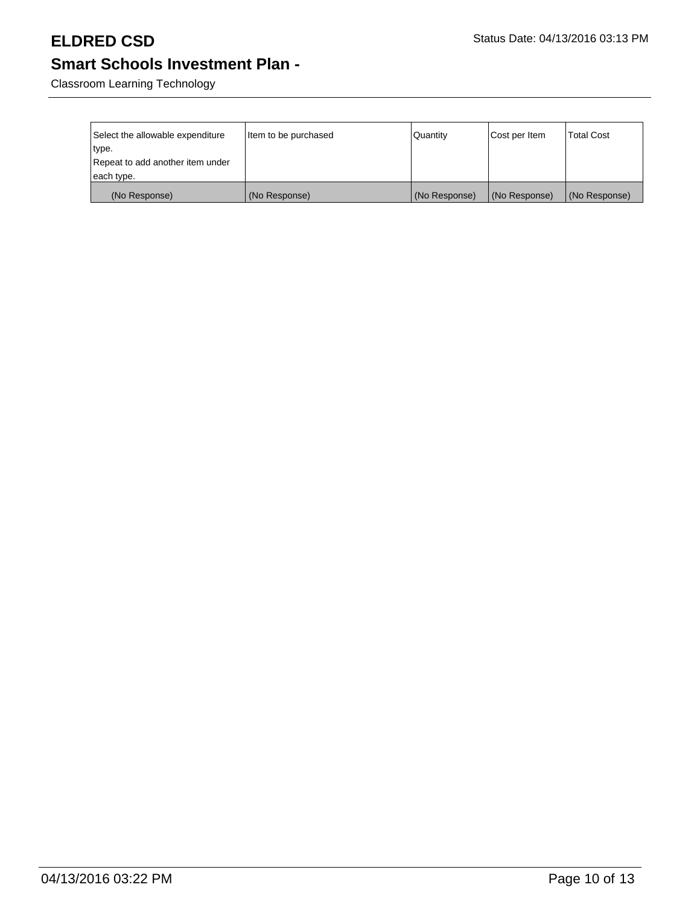# ELDRED CSD

Status Date: 04/13/2016 03:13 PM

## Smart Schools Investment Plan -

Classroom Learning Technology

| Select the allowable expenditure type. Repeat to add another item under each type. | Item to be purchased | Quantity | Cost per Item | Total Cost |
| --- | --- | --- | --- | --- |
| (No Response) | (No Response) | (No Response) | (No Response) | (No Response) |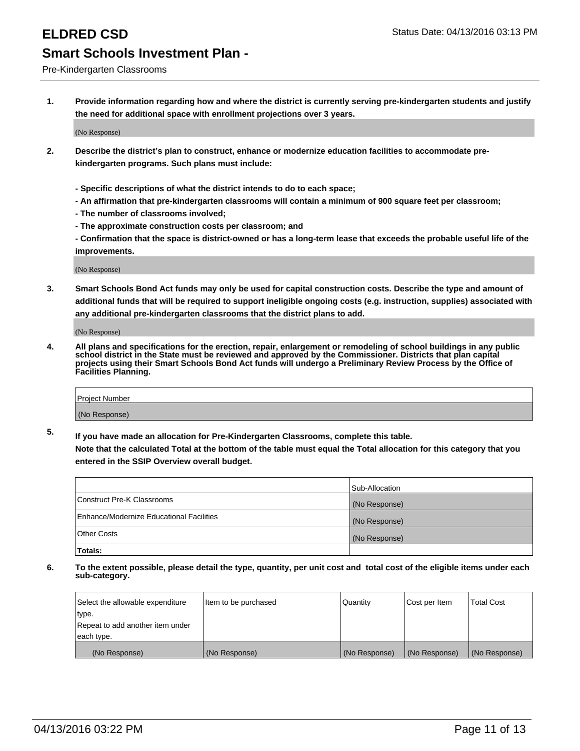# ELDRED CSD

Status Date: 04/13/2016 03:13 PM

## Smart Schools Investment Plan -

Pre-Kindergarten Classrooms

**1. Provide information regarding how and where the district is currently serving pre-kindergarten students and justify the need for additional space with enrollment projections over 3 years.**

(No Response)

**2. Describe the district's plan to construct, enhance or modernize education facilities to accommodate pre-kindergarten programs. Such plans must include:**

**- Specific descriptions of what the district intends to do to each space;**
**- An affirmation that pre-kindergarten classrooms will contain a minimum of 900 square feet per classroom;**
**- The number of classrooms involved;**
**- The approximate construction costs per classroom; and**
**- Confirmation that the space is district-owned or has a long-term lease that exceeds the probable useful life of the improvements.**

(No Response)

**3. Smart Schools Bond Act funds may only be used for capital construction costs. Describe the type and amount of additional funds that will be required to support ineligible ongoing costs (e.g. instruction, supplies) associated with any additional pre-kindergarten classrooms that the district plans to add.**

(No Response)

**4. All plans and specifications for the erection, repair, enlargement or remodeling of school buildings in any public school district in the State must be reviewed and approved by the Commissioner. Districts that plan capital projects using their Smart Schools Bond Act funds will undergo a Preliminary Review Process by the Office of Facilities Planning.**

| Project Number |
|---|
| (No Response) |

**5. If you have made an allocation for Pre-Kindergarten Classrooms, complete this table.**
**Note that the calculated Total at the bottom of the table must equal the Total allocation for this category that you entered in the SSIP Overview overall budget.**

| | Sub-Allocation |
|---|---|
| Construct Pre-K Classrooms | (No Response) |
| Enhance/Modernize Educational Facilities | (No Response) |
| Other Costs | (No Response) |
| **Totals:** | |

**6. To the extent possible, please detail the type, quantity, per unit cost and total cost of the eligible items under each sub-category.**

| Select the allowable expenditure type. Repeat to add another item under each type. | Item to be purchased | Quantity | Cost per Item | Total Cost |
|---|---|---|---|---|
| (No Response) | (No Response) | (No Response) | (No Response) | (No Response) |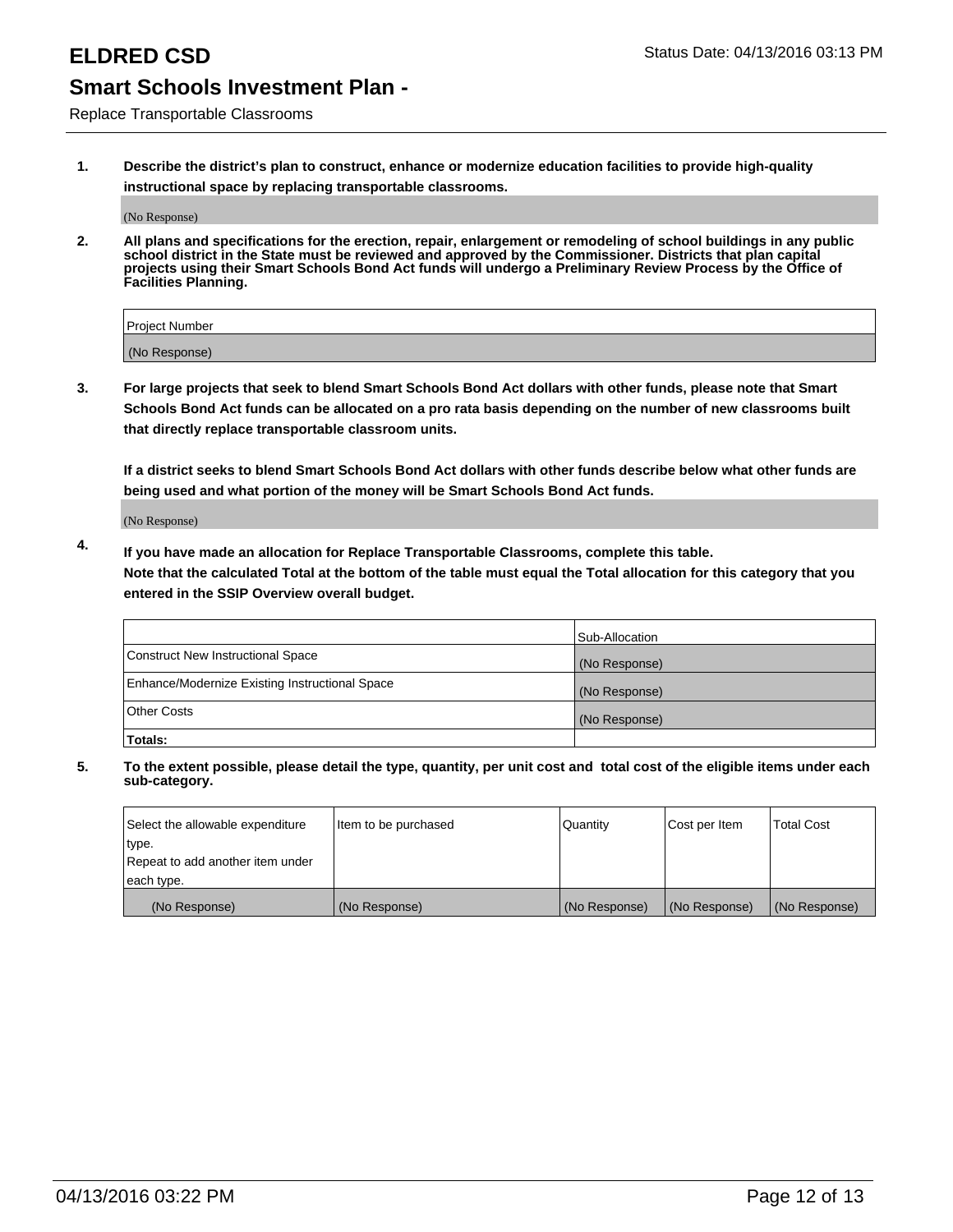# ELDRED CSD

Status Date: 04/13/2016 03:13 PM

## Smart Schools Investment Plan -

Replace Transportable Classrooms

**1. Describe the district's plan to construct, enhance or modernize education facilities to provide high-quality instructional space by replacing transportable classrooms.**

(No Response)

**2. All plans and specifications for the erection, repair, enlargement or remodeling of school buildings in any public school district in the State must be reviewed and approved by the Commissioner. Districts that plan capital projects using their Smart Schools Bond Act funds will undergo a Preliminary Review Process by the Office of Facilities Planning.**

| Project Number |
|---|
| (No Response) |

**3. For large projects that seek to blend Smart Schools Bond Act dollars with other funds, please note that Smart Schools Bond Act funds can be allocated on a pro rata basis depending on the number of new classrooms built that directly replace transportable classroom units.**

**If a district seeks to blend Smart Schools Bond Act dollars with other funds describe below what other funds are being used and what portion of the money will be Smart Schools Bond Act funds.**

(No Response)

**4. If you have made an allocation for Replace Transportable Classrooms, complete this table. Note that the calculated Total at the bottom of the table must equal the Total allocation for this category that you entered in the SSIP Overview overall budget.**

| | Sub-Allocation |
|---|---|
| Construct New Instructional Space | (No Response) |
| Enhance/Modernize Existing Instructional Space | (No Response) |
| Other Costs | (No Response) |
| **Totals:** | |

**5. To the extent possible, please detail the type, quantity, per unit cost and total cost of the eligible items under each sub-category.**

| Select the allowable expenditure type. Repeat to add another item under each type. | Item to be purchased | Quantity | Cost per Item | Total Cost |
|---|---|---|---|---|
| (No Response) | (No Response) | (No Response) | (No Response) | (No Response) |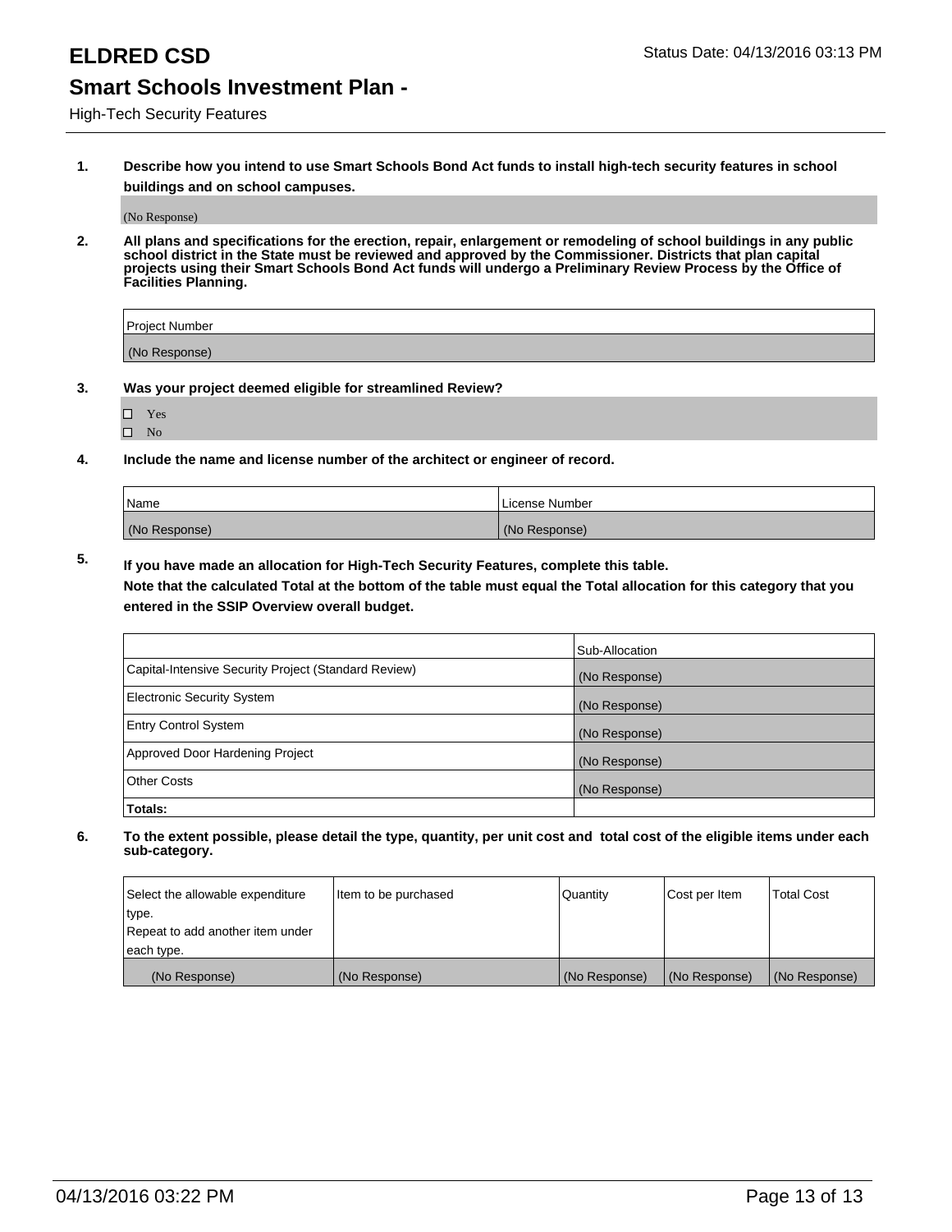# ELDRED CSD

Status Date: 04/13/2016 03:13 PM

## Smart Schools Investment Plan -

High-Tech Security Features

**1. Describe how you intend to use Smart Schools Bond Act funds to install high-tech security features in school buildings and on school campuses.**

(No Response)

**2. All plans and specifications for the erection, repair, enlargement or remodeling of school buildings in any public school district in the State must be reviewed and approved by the Commissioner. Districts that plan capital projects using their Smart Schools Bond Act funds will undergo a Preliminary Review Process by the Office of Facilities Planning.**

| Project Number |
| --- |
| (No Response) |

**3. Was your project deemed eligible for streamlined Review?**

- ☐ Yes
- ☐ No

**4. Include the name and license number of the architect or engineer of record.**

| Name | License Number |
| --- | --- |
| (No Response) | (No Response) |

**5. If you have made an allocation for High-Tech Security Features, complete this table.**

**Note that the calculated Total at the bottom of the table must equal the Total allocation for this category that you entered in the SSIP Overview overall budget.**

| | Sub-Allocation |
| --- | --- |
| Capital-Intensive Security Project (Standard Review) | (No Response) |
| Electronic Security System | (No Response) |
| Entry Control System | (No Response) |
| Approved Door Hardening Project | (No Response) |
| Other Costs | (No Response) |
| **Totals:** | |

**6. To the extent possible, please detail the type, quantity, per unit cost and total cost of the eligible items under each sub-category.**

| Select the allowable expenditure type. Repeat to add another item under each type. | Item to be purchased | Quantity | Cost per Item | Total Cost |
| --- | --- | --- | --- | --- |
| (No Response) | (No Response) | (No Response) | (No Response) | (No Response) |